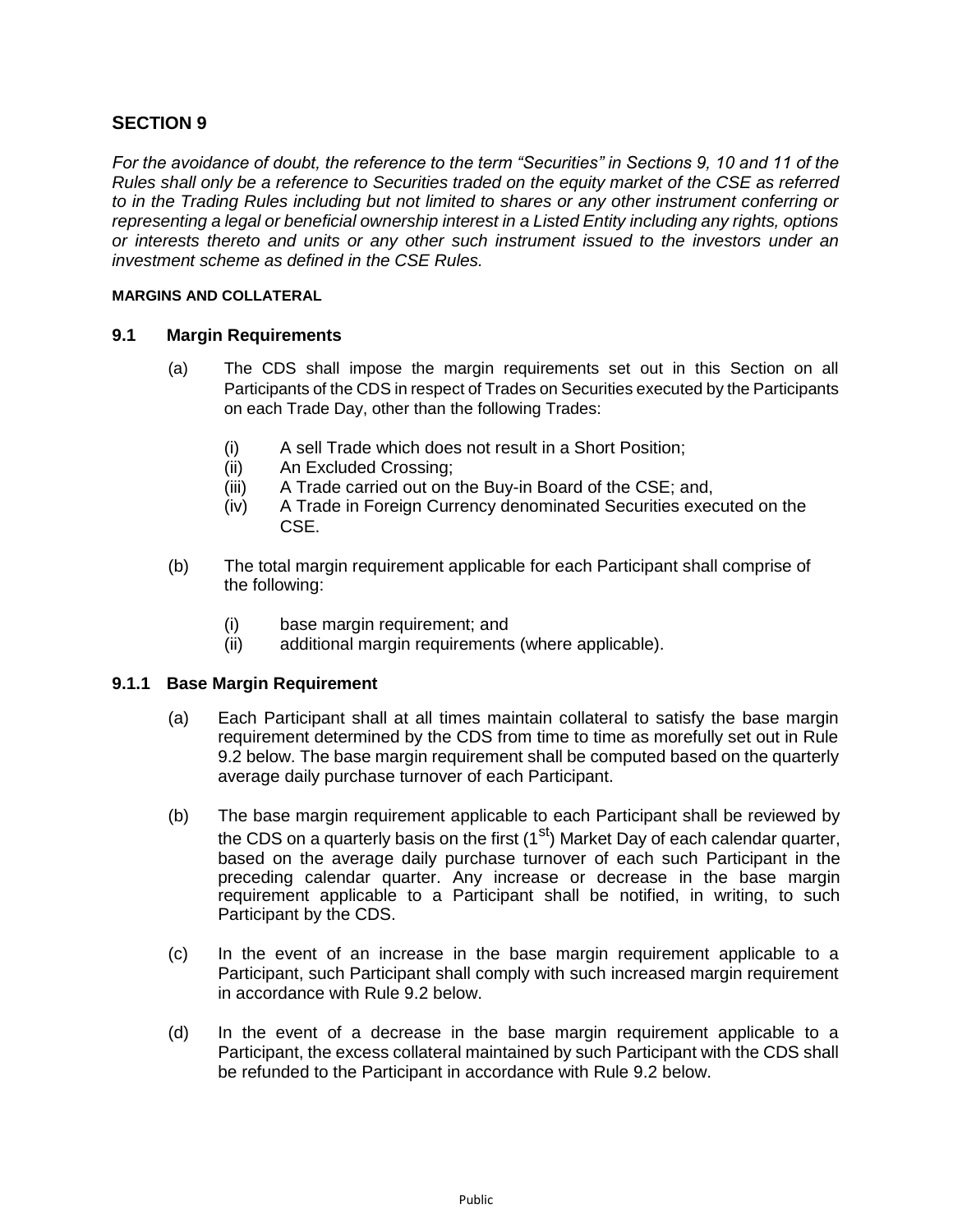## SECTION 9

*For the avoidance of doubt, the reference to the term "Securities" in Sections 9, 10 and 11 of the Rules shall only be a reference to Securities traded on the equity market of the CSE as referred to in the Trading Rules including but not limited to shares or any other instrument conferring or representing a legal or beneficial ownership interest in a Listed Entity including any rights, options or interests thereto and units or any other such instrument issued to the investors under an investment scheme as defined in the CSE Rules.*

#### MARGINS AND COLLATERAL

### 9.1 Margin Requirements

(a) The CDS shall impose the margin requirements set out in this Section on all Participants of the CDS in respect of Trades on Securities executed by the Participants on each Trade Day, other than the following Trades:

   (i) A sell Trade which does not result in a Short Position;
   (ii) An Excluded Crossing;
   (iii) A Trade carried out on the Buy-in Board of the CSE; and,
   (iv) A Trade in Foreign Currency denominated Securities executed on the CSE.

(b) The total margin requirement applicable for each Participant shall comprise of the following:

   (i) base margin requirement; and
   (ii) additional margin requirements (where applicable).

### 9.1.1 Base Margin Requirement

(a) Each Participant shall at all times maintain collateral to satisfy the base margin requirement determined by the CDS from time to time as morefully set out in Rule 9.2 below. The base margin requirement shall be computed based on the quarterly average daily purchase turnover of each Participant.

(b) The base margin requirement applicable to each Participant shall be reviewed by the CDS on a quarterly basis on the first (1st) Market Day of each calendar quarter, based on the average daily purchase turnover of each such Participant in the preceding calendar quarter. Any increase or decrease in the base margin requirement applicable to a Participant shall be notified, in writing, to such Participant by the CDS.

(c) In the event of an increase in the base margin requirement applicable to a Participant, such Participant shall comply with such increased margin requirement in accordance with Rule 9.2 below.

(d) In the event of a decrease in the base margin requirement applicable to a Participant, the excess collateral maintained by such Participant with the CDS shall be refunded to the Participant in accordance with Rule 9.2 below.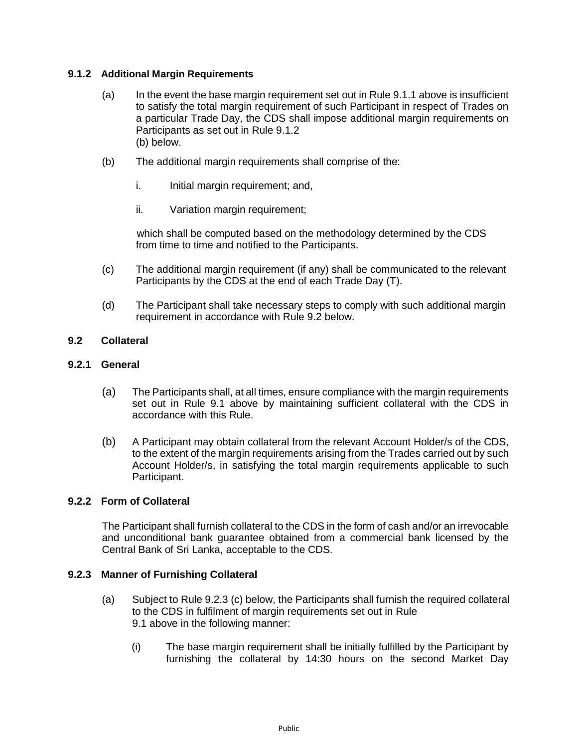### 9.1.2 Additional Margin Requirements

(a) In the event the base margin requirement set out in Rule 9.1.1 above is insufficient to satisfy the total margin requirement of such Participant in respect of Trades on a particular Trade Day, the CDS shall impose additional margin requirements on Participants as set out in Rule 9.1.2 (b) below.

(b) The additional margin requirements shall comprise of the:

i. Initial margin requirement; and,

ii. Variation margin requirement;

which shall be computed based on the methodology determined by the CDS from time to time and notified to the Participants.

(c) The additional margin requirement (if any) shall be communicated to the relevant Participants by the CDS at the end of each Trade Day (T).

(d) The Participant shall take necessary steps to comply with such additional margin requirement in accordance with Rule 9.2 below.

## 9.2 Collateral

### 9.2.1 General

(a) The Participants shall, at all times, ensure compliance with the margin requirements set out in Rule 9.1 above by maintaining sufficient collateral with the CDS in accordance with this Rule.

(b) A Participant may obtain collateral from the relevant Account Holder/s of the CDS, to the extent of the margin requirements arising from the Trades carried out by such Account Holder/s, in satisfying the total margin requirements applicable to such Participant.

### 9.2.2 Form of Collateral

The Participant shall furnish collateral to the CDS in the form of cash and/or an irrevocable and unconditional bank guarantee obtained from a commercial bank licensed by the Central Bank of Sri Lanka, acceptable to the CDS.

### 9.2.3 Manner of Furnishing Collateral

(a) Subject to Rule 9.2.3 (c) below, the Participants shall furnish the required collateral to the CDS in fulfilment of margin requirements set out in Rule 9.1 above in the following manner:

(i) The base margin requirement shall be initially fulfilled by the Participant by furnishing the collateral by 14:30 hours on the second Market Day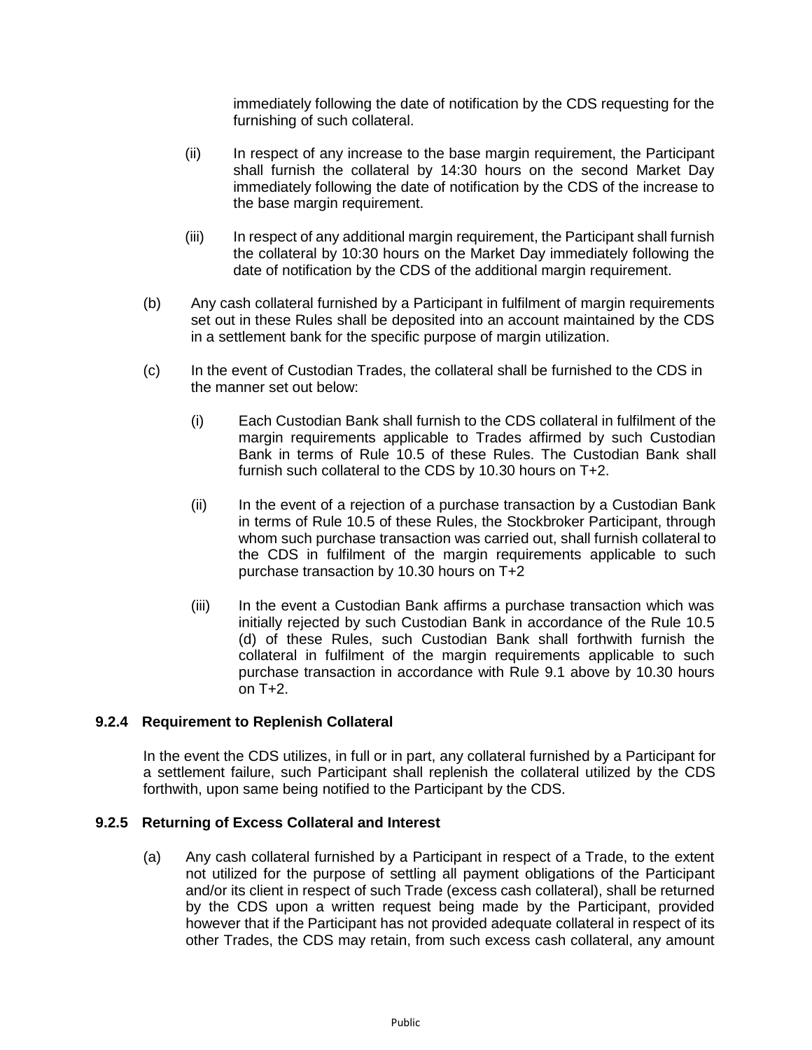immediately following the date of notification by the CDS requesting for the furnishing of such collateral.

(ii) In respect of any increase to the base margin requirement, the Participant shall furnish the collateral by 14:30 hours on the second Market Day immediately following the date of notification by the CDS of the increase to the base margin requirement.

(iii) In respect of any additional margin requirement, the Participant shall furnish the collateral by 10:30 hours on the Market Day immediately following the date of notification by the CDS of the additional margin requirement.

(b) Any cash collateral furnished by a Participant in fulfilment of margin requirements set out in these Rules shall be deposited into an account maintained by the CDS in a settlement bank for the specific purpose of margin utilization.

(c) In the event of Custodian Trades, the collateral shall be furnished to the CDS in the manner set out below:

(i) Each Custodian Bank shall furnish to the CDS collateral in fulfilment of the margin requirements applicable to Trades affirmed by such Custodian Bank in terms of Rule 10.5 of these Rules. The Custodian Bank shall furnish such collateral to the CDS by 10.30 hours on T+2.

(ii) In the event of a rejection of a purchase transaction by a Custodian Bank in terms of Rule 10.5 of these Rules, the Stockbroker Participant, through whom such purchase transaction was carried out, shall furnish collateral to the CDS in fulfilment of the margin requirements applicable to such purchase transaction by 10.30 hours on T+2

(iii) In the event a Custodian Bank affirms a purchase transaction which was initially rejected by such Custodian Bank in accordance of the Rule 10.5 (d) of these Rules, such Custodian Bank shall forthwith furnish the collateral in fulfilment of the margin requirements applicable to such purchase transaction in accordance with Rule 9.1 above by 10.30 hours on T+2.

### 9.2.4 Requirement to Replenish Collateral

In the event the CDS utilizes, in full or in part, any collateral furnished by a Participant for a settlement failure, such Participant shall replenish the collateral utilized by the CDS forthwith, upon same being notified to the Participant by the CDS.

### 9.2.5 Returning of Excess Collateral and Interest

(a) Any cash collateral furnished by a Participant in respect of a Trade, to the extent not utilized for the purpose of settling all payment obligations of the Participant and/or its client in respect of such Trade (excess cash collateral), shall be returned by the CDS upon a written request being made by the Participant, provided however that if the Participant has not provided adequate collateral in respect of its other Trades, the CDS may retain, from such excess cash collateral, any amount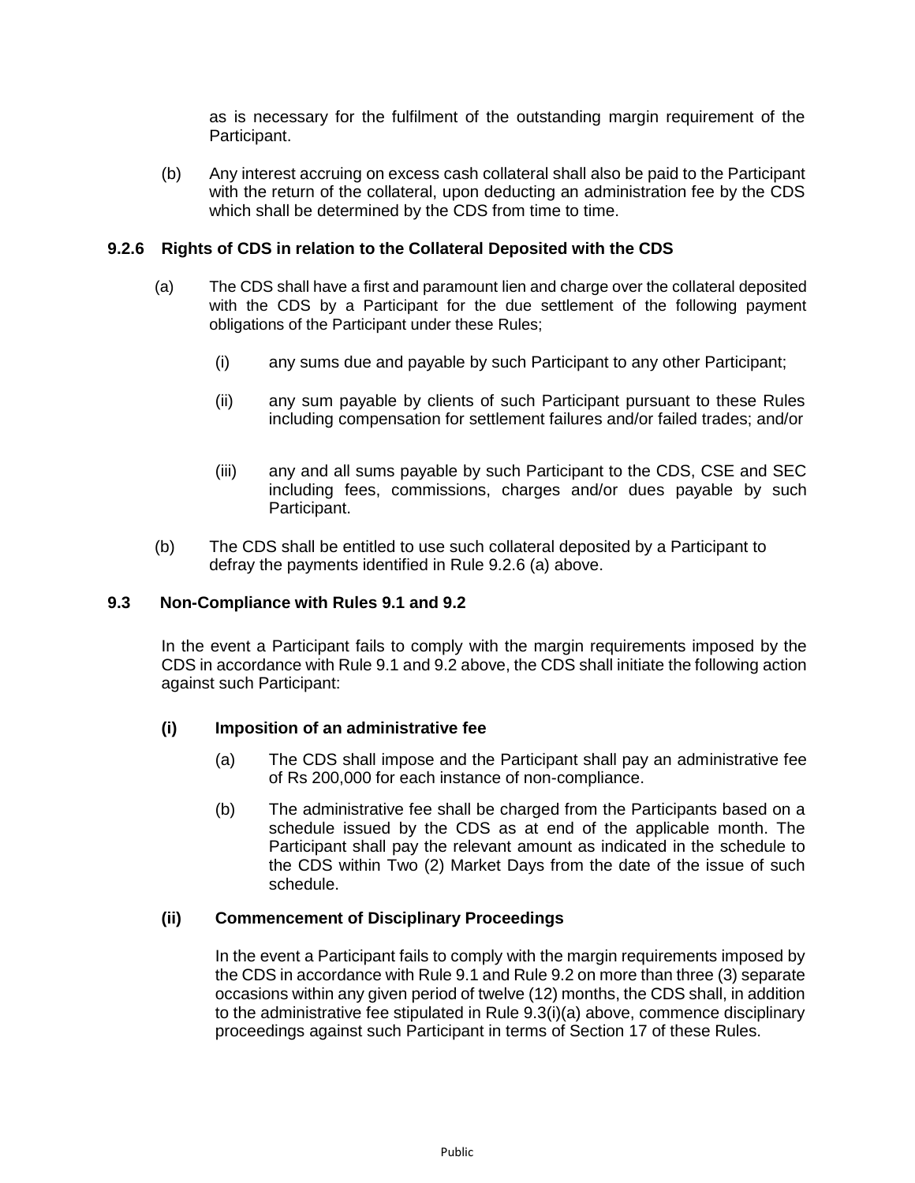as is necessary for the fulfilment of the outstanding margin requirement of the Participant.

(b) Any interest accruing on excess cash collateral shall also be paid to the Participant with the return of the collateral, upon deducting an administration fee by the CDS which shall be determined by the CDS from time to time.

### 9.2.6 Rights of CDS in relation to the Collateral Deposited with the CDS

(a) The CDS shall have a first and paramount lien and charge over the collateral deposited with the CDS by a Participant for the due settlement of the following payment obligations of the Participant under these Rules;

   (i) any sums due and payable by such Participant to any other Participant;

   (ii) any sum payable by clients of such Participant pursuant to these Rules including compensation for settlement failures and/or failed trades; and/or

   (iii) any and all sums payable by such Participant to the CDS, CSE and SEC including fees, commissions, charges and/or dues payable by such Participant.

(b) The CDS shall be entitled to use such collateral deposited by a Participant to defray the payments identified in Rule 9.2.6 (a) above.

### 9.3 Non-Compliance with Rules 9.1 and 9.2

In the event a Participant fails to comply with the margin requirements imposed by the CDS in accordance with Rule 9.1 and 9.2 above, the CDS shall initiate the following action against such Participant:

**(i) Imposition of an administrative fee**

(a) The CDS shall impose and the Participant shall pay an administrative fee of Rs 200,000 for each instance of non-compliance.

(b) The administrative fee shall be charged from the Participants based on a schedule issued by the CDS as at end of the applicable month. The Participant shall pay the relevant amount as indicated in the schedule to the CDS within Two (2) Market Days from the date of the issue of such schedule.

**(ii) Commencement of Disciplinary Proceedings**

In the event a Participant fails to comply with the margin requirements imposed by the CDS in accordance with Rule 9.1 and Rule 9.2 on more than three (3) separate occasions within any given period of twelve (12) months, the CDS shall, in addition to the administrative fee stipulated in Rule 9.3(i)(a) above, commence disciplinary proceedings against such Participant in terms of Section 17 of these Rules.